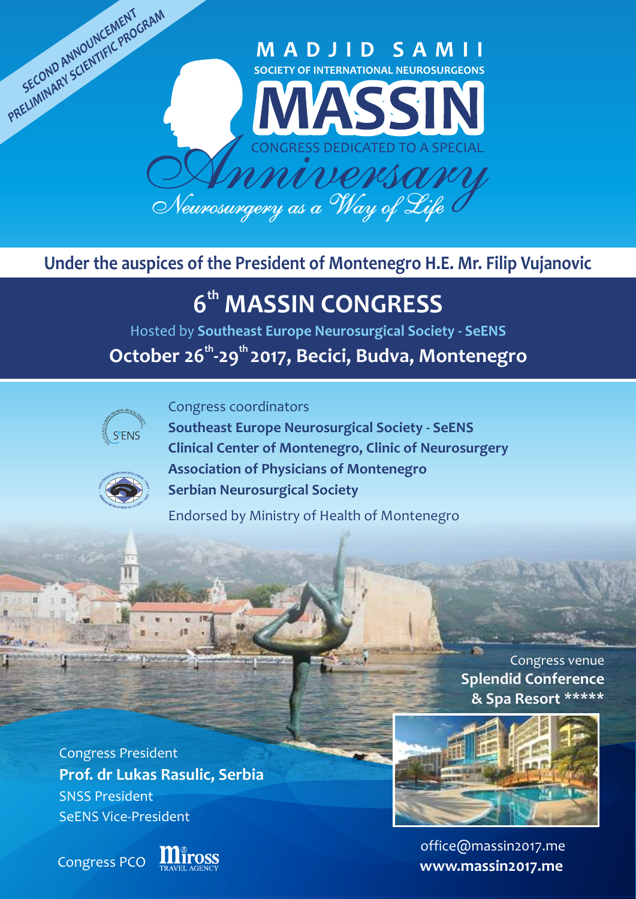SECOND ANNOUNCEMENT
PRELIMINARY SCIENTIFIC PROGRAM

# MADJID SAMII

SOCIETY OF INTERNATIONAL NEUROSURGEONS

# MASSIN

CONGRESS DEDICATED TO A SPECIAL

*Anniversary*

*Neurosurgery as a Way of Life*

**Under the auspices of the President of Montenegro H.E. Mr. Filip Vujanovic**

## 6th MASSIN CONGRESS

Hosted by **Southeast Europe Neurosurgical Society - SeENS**

**October 26th-29th 2017, Becici, Budva, Montenegro**

Congress coordinators

**Southeast Europe Neurosurgical Society - SeENS**
**Clinical Center of Montenegro, Clinic of Neurosurgery**
**Association of Physicians of Montenegro**
**Serbian Neurosurgical Society**

Endorsed by Ministry of Health of Montenegro

Congress venue
**Splendid Conference & Spa Resort \*\*\*\*\***

Congress President
**Prof. dr Lukas Rasulic, Serbia**
SNSS President
SeENS Vice-President

Congress PCO Miross Travel Agency

office@massin2017.me
**www.massin2017.me**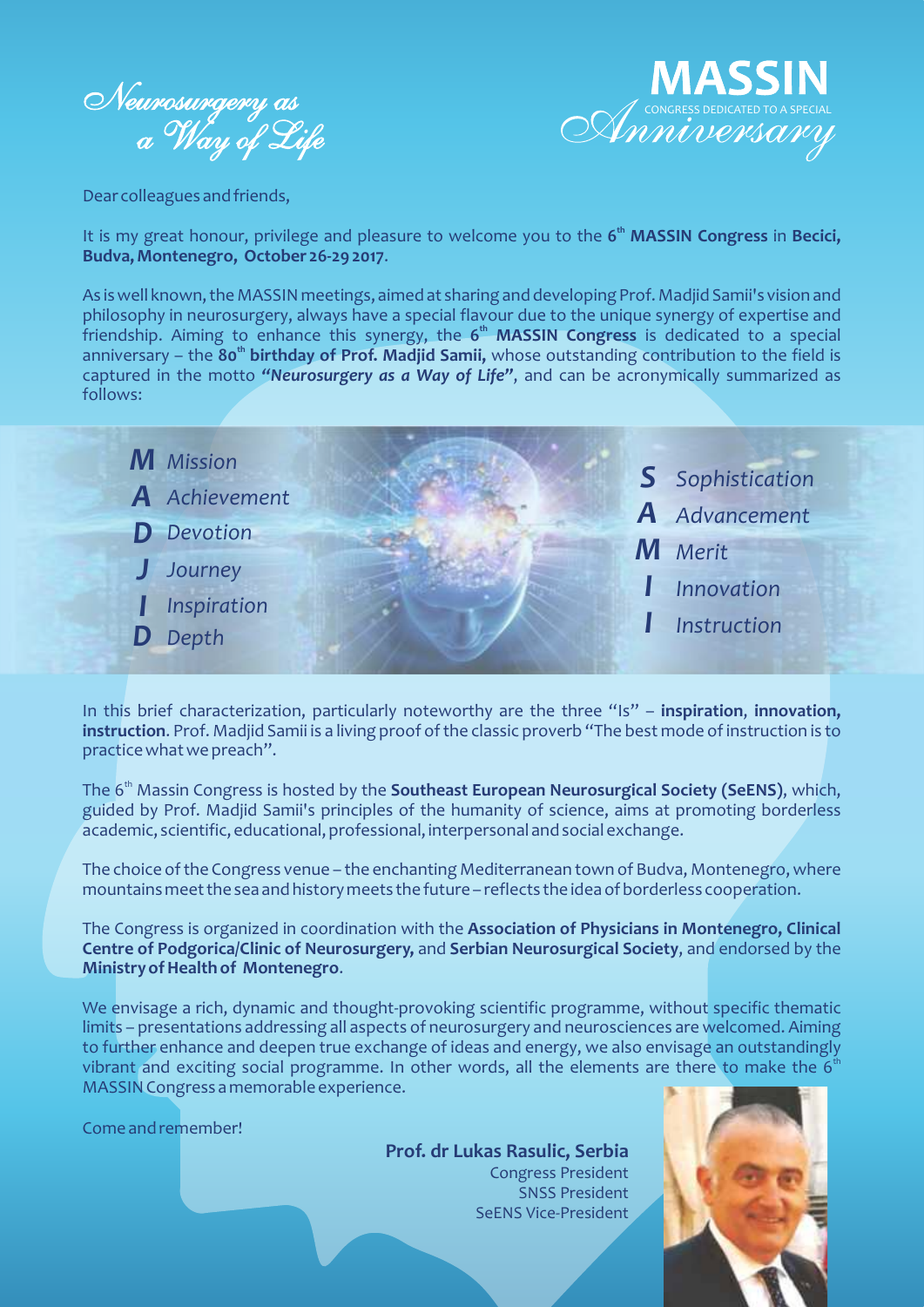*Neurosurgery as a Way of Life*

# MASSIN

CONGRESS DEDICATED TO A SPECIAL

*Anniversary*

Dear colleagues and friends,

It is my great honour, privilege and pleasure to welcome you to the 6th **MASSIN Congress** in **Becici, Budva, Montenegro, October 26-29 2017**.

As is well known, the MASSIN meetings, aimed at sharing and developing Prof. Madjid Samii's vision and philosophy in neurosurgery, always have a special flavour due to the unique synergy of expertise and friendship. Aiming to enhance this synergy, the **6th MASSIN Congress** is dedicated to a special anniversary – the **80th birthday of Prof. Madjid Samii,** whose outstanding contribution to the field is captured in the motto ***"Neurosurgery as a Way of Life"***, and can be acronymically summarized as follows:

***M*** *Mission*
***A*** *Achievement*
***D*** *Devotion*
***J*** *Journey*
***I*** *Inspiration*
***D*** *Depth*

***S*** *Sophistication*
***A*** *Advancement*
***M*** *Merit*
***I*** *Innovation*
***I*** *Instruction*

In this brief characterization, particularly noteworthy are the three "Is" – **inspiration**, **innovation, instruction**. Prof. Madjid Samii is a living proof of the classic proverb "The best mode of instruction is to practice what we preach".

The 6th Massin Congress is hosted by the **Southeast European Neurosurgical Society (SeENS)**, which, guided by Prof. Madjid Samii's principles of the humanity of science, aims at promoting borderless academic, scientific, educational, professional, interpersonal and social exchange.

The choice of the Congress venue – the enchanting Mediterranean town of Budva, Montenegro, where mountains meet the sea and history meets the future – reflects the idea of borderless cooperation.

The Congress is organized in coordination with the **Association of Physicians in Montenegro, Clinical Centre of Podgorica/Clinic of Neurosurgery,** and **Serbian Neurosurgical Society**, and endorsed by the **Ministry of Health of Montenegro**.

We envisage a rich, dynamic and thought-provoking scientific programme, without specific thematic limits – presentations addressing all aspects of neurosurgery and neurosciences are welcomed. Aiming to further enhance and deepen true exchange of ideas and energy, we also envisage an outstandingly vibrant and exciting social programme. In other words, all the elements are there to make the 6th MASSIN Congress a memorable experience.

Come and remember!

**Prof. dr Lukas Rasulic, Serbia**
Congress President
SNSS President
SeENS Vice-President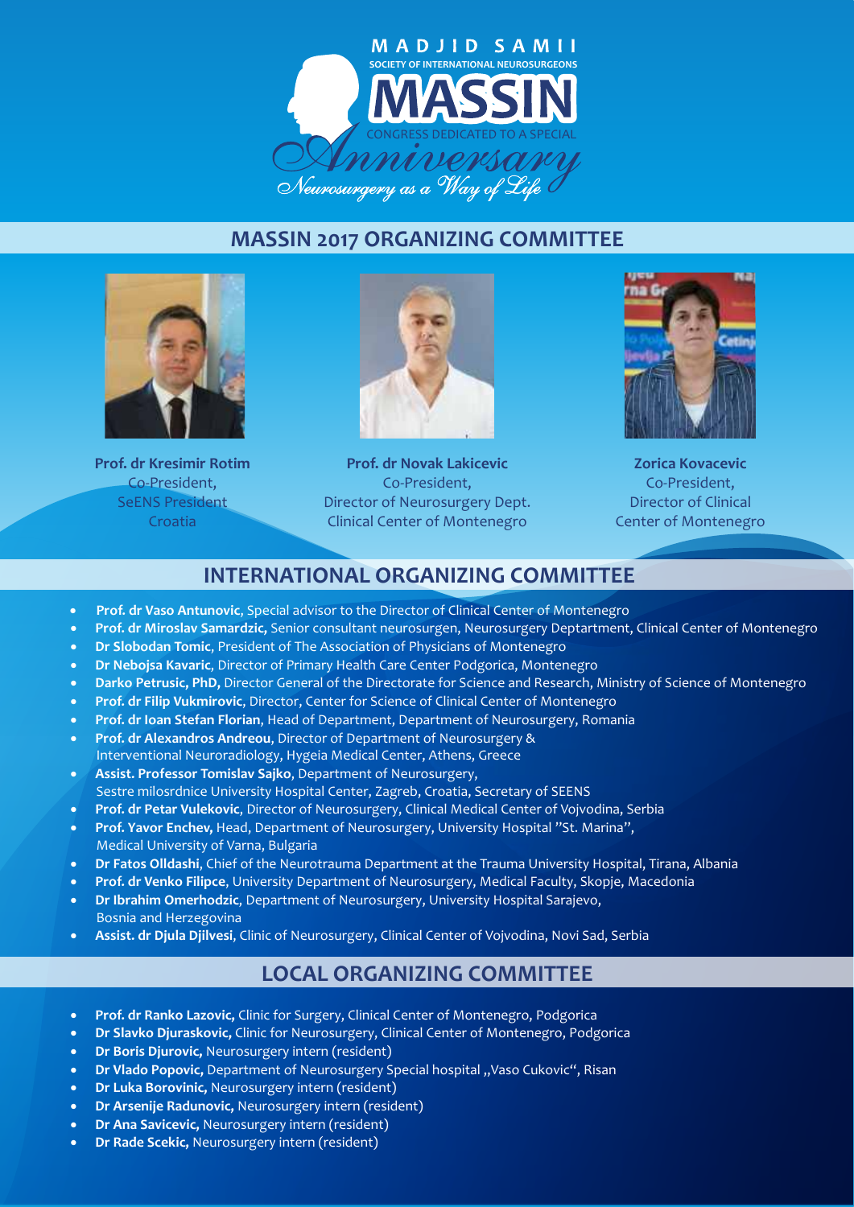MADJID SAMII
SOCIETY OF INTERNATIONAL NEUROSURGEONS
# MASSIN
CONGRESS DEDICATED TO A SPECIAL
*Anniversary*
*Neurosurgery as a Way of Life*

## MASSIN 2017 ORGANIZING COMMITTEE

**Prof. dr Kresimir Rotim**
Co-President,
SeENS President
Croatia

**Prof. dr Novak Lakicevic**
Co-President,
Director of Neurosurgery Dept.
Clinical Center of Montenegro

**Zorica Kovacevic**
Co-President,
Director of Clinical
Center of Montenegro

## INTERNATIONAL ORGANIZING COMMITTEE

- **Prof. dr Vaso Antunovic**, Special advisor to the Director of Clinical Center of Montenegro
- **Prof. dr Miroslav Samardzic,** Senior consultant neurosurgen, Neurosurgery Deptartment, Clinical Center of Montenegro
- **Dr Slobodan Tomic**, President of The Association of Physicians of Montenegro
- **Dr Nebojsa Kavaric**, Director of Primary Health Care Center Podgorica, Montenegro
- **Darko Petrusic, PhD,** Director General of the Directorate for Science and Research, Ministry of Science of Montenegro
- **Prof. dr Filip Vukmirovic**, Director, Center for Science of Clinical Center of Montenegro
- **Prof. dr Ioan Stefan Florian**, Head of Department, Department of Neurosurgery, Romania
- **Prof. dr Alexandros Andreou**, Director of Department of Neurosurgery & Interventional Neuroradiology, Hygeia Medical Center, Athens, Greece
- **Assist. Professor Tomislav Sajko**, Department of Neurosurgery, Sestre milosrdnice University Hospital Center, Zagreb, Croatia, Secretary of SEENS
- **Prof. dr Petar Vulekovic**, Director of Neurosurgery, Clinical Medical Center of Vojvodina, Serbia
- **Prof. Yavor Enchev,** Head, Department of Neurosurgery, University Hospital "St. Marina", Medical University of Varna, Bulgaria
- **Dr Fatos Olldashi**, Chief of the Neurotrauma Department at the Trauma University Hospital, Tirana, Albania
- **Prof. dr Venko Filipce**, University Department of Neurosurgery, Medical Faculty, Skopje, Macedonia
- **Dr Ibrahim Omerhodzic**, Department of Neurosurgery, University Hospital Sarajevo, Bosnia and Herzegovina
- **Assist. dr Djula Djilvesi**, Clinic of Neurosurgery, Clinical Center of Vojvodina, Novi Sad, Serbia

## LOCAL ORGANIZING COMMITTEE

- **Prof. dr Ranko Lazovic,** Clinic for Surgery, Clinical Center of Montenegro, Podgorica
- **Dr Slavko Djuraskovic,** Clinic for Neurosurgery, Clinical Center of Montenegro, Podgorica
- **Dr Boris Djurovic,** Neurosurgery intern (resident)
- **Dr Vlado Popovic,** Department of Neurosurgery Special hospital „Vaso Cukovic", Risan
- **Dr Luka Borovinic,** Neurosurgery intern (resident)
- **Dr Arsenije Radunovic,** Neurosurgery intern (resident)
- **Dr Ana Savicevic,** Neurosurgery intern (resident)
- **Dr Rade Scekic,** Neurosurgery intern (resident)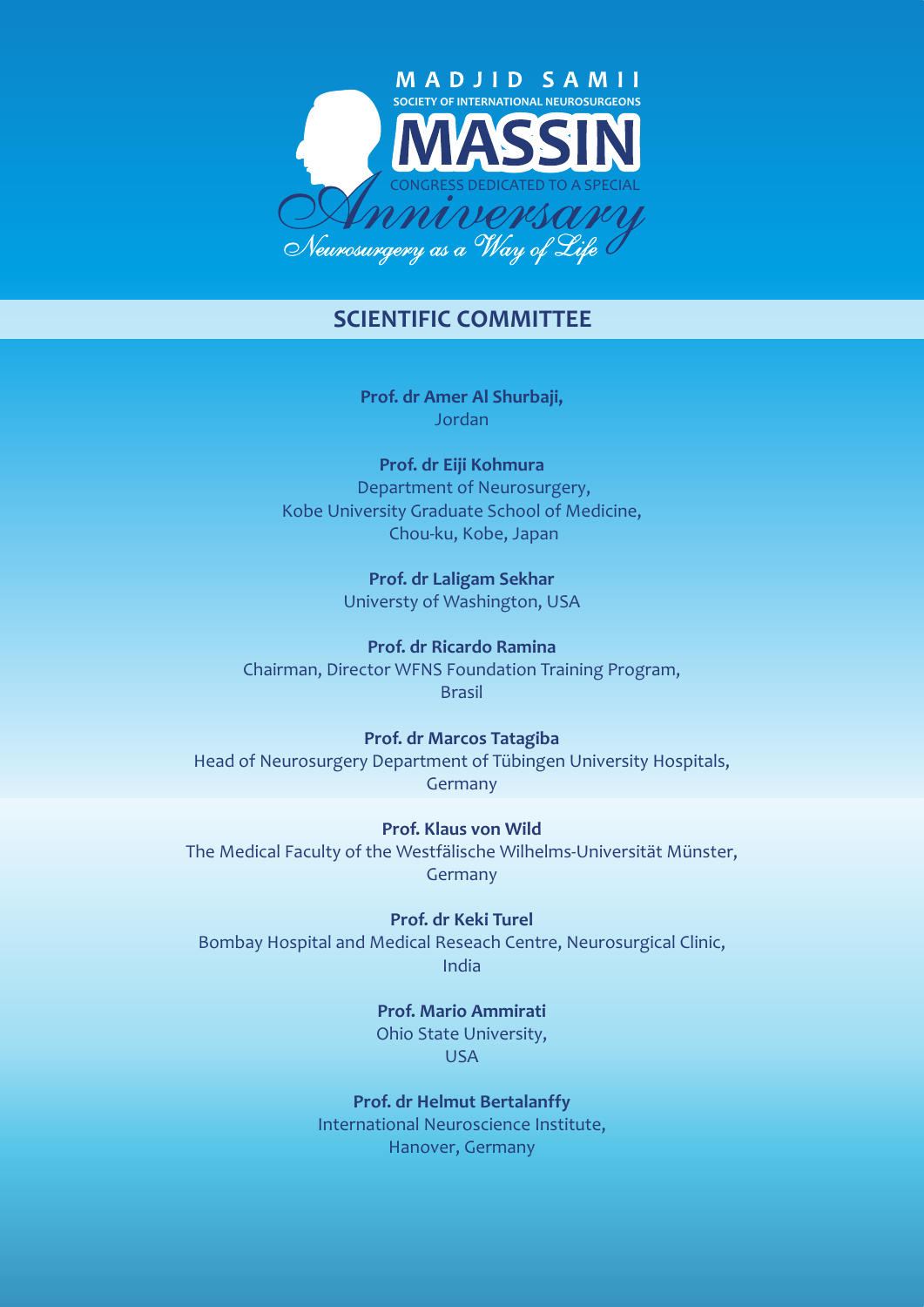MADJID SAMII
SOCIETY OF INTERNATIONAL NEUROSURGEONS

# MASSIN

CONGRESS DEDICATED TO A SPECIAL

*Anniversary*

*Neurosurgery as a Way of Life*

## SCIENTIFIC COMMITTEE

**Prof. dr Amer Al Shurbaji,**
Jordan

**Prof. dr Eiji Kohmura**
Department of Neurosurgery,
Kobe University Graduate School of Medicine,
Chou-ku, Kobe, Japan

**Prof. dr Laligam Sekhar**
Universty of Washington, USA

**Prof. dr Ricardo Ramina**
Chairman, Director WFNS Foundation Training Program,
Brasil

**Prof. dr Marcos Tatagiba**
Head of Neurosurgery Department of Tübingen University Hospitals,
Germany

**Prof. Klaus von Wild**
The Medical Faculty of the Westfälische Wilhelms-Universität Münster,
Germany

**Prof. dr Keki Turel**
Bombay Hospital and Medical Reseach Centre, Neurosurgical Clinic,
India

**Prof. Mario Ammirati**
Ohio State University,
USA

**Prof. dr Helmut Bertalanffy**
International Neuroscience Institute,
Hanover, Germany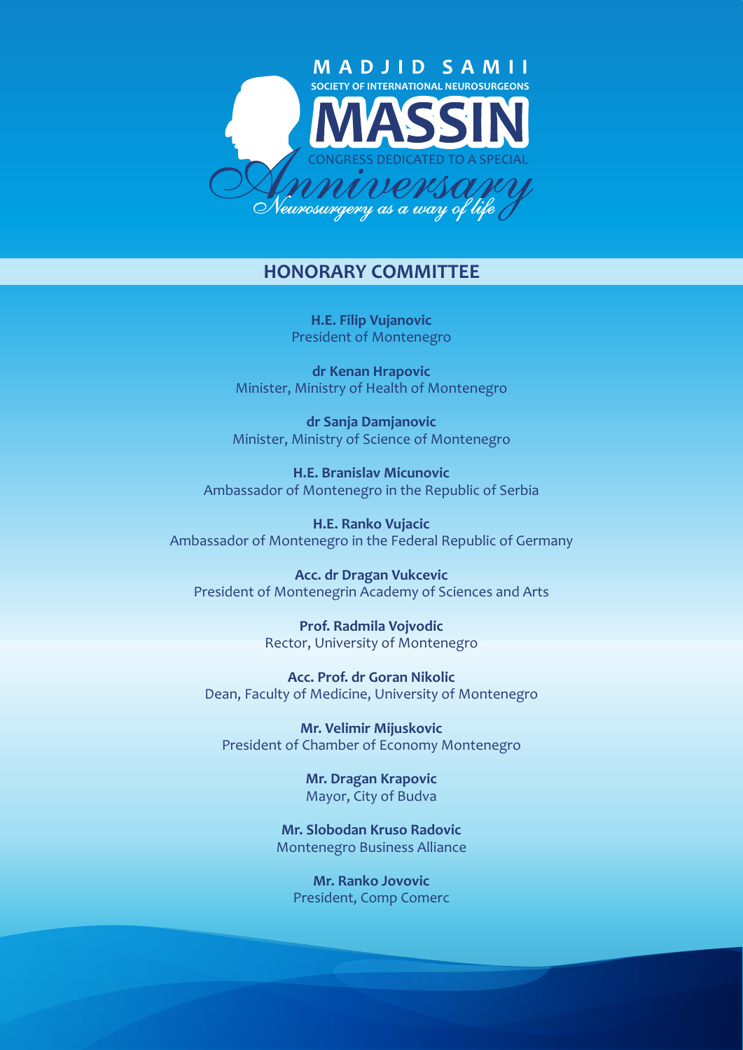MADJID SAMII

SOCIETY OF INTERNATIONAL NEUROSURGEONS

MASSIN

CONGRESS DEDICATED TO A SPECIAL

*Anniversary*

*Neurosurgery as a way of life*

## HONORARY COMMITTEE

**H.E. Filip Vujanovic**
President of Montenegro

**dr Kenan Hrapovic**
Minister, Ministry of Health of Montenegro

**dr Sanja Damjanovic**
Minister, Ministry of Science of Montenegro

**H.E. Branislav Micunovic**
Ambassador of Montenegro in the Republic of Serbia

**H.E. Ranko Vujacic**
Ambassador of Montenegro in the Federal Republic of Germany

**Acc. dr Dragan Vukcevic**
President of Montenegrin Academy of Sciences and Arts

**Prof. Radmila Vojvodic**
Rector, University of Montenegro

**Acc. Prof. dr Goran Nikolic**
Dean, Faculty of Medicine, University of Montenegro

**Mr. Velimir Mijuskovic**
President of Chamber of Economy Montenegro

**Mr. Dragan Krapovic**
Mayor, City of Budva

**Mr. Slobodan Kruso Radovic**
Montenegro Business Alliance

**Mr. Ranko Jovovic**
President, Comp Comerc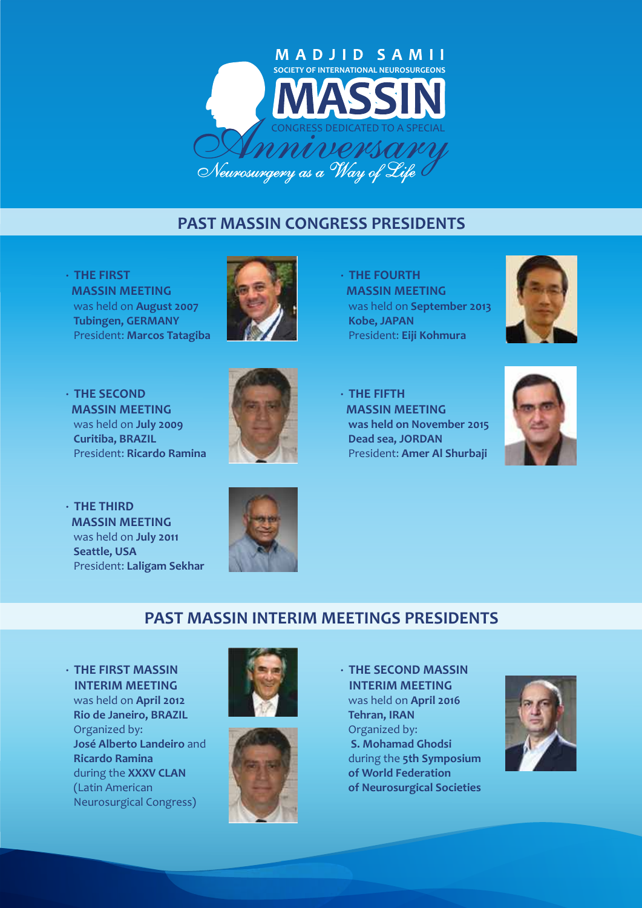MADJID SAMII

SOCIETY OF INTERNATIONAL NEUROSURGEONS

# MASSIN

CONGRESS DEDICATED TO A SPECIAL

*Anniversary*

*Neurosurgery as a Way of Life*

## PAST MASSIN CONGRESS PRESIDENTS

- **THE FIRST MASSIN MEETING**
  was held on **August 2007**
  **Tubingen, GERMANY**
  President: **Marcos Tatagiba**

- **THE SECOND MASSIN MEETING**
  was held on **July 2009**
  **Curitiba, BRAZIL**
  President: **Ricardo Ramina**

- **THE THIRD MASSIN MEETING**
  was held on **July 2011**
  **Seattle, USA**
  President: **Laligam Sekhar**

- **THE FOURTH MASSIN MEETING**
  was held on **September 2013**
  **Kobe, JAPAN**
  President: **Eiji Kohmura**

- **THE FIFTH MASSIN MEETING**
  **was held on November 2015**
  **Dead sea, JORDAN**
  President: **Amer Al Shurbaji**

## PAST MASSIN INTERIM MEETINGS PRESIDENTS

- **THE FIRST MASSIN INTERIM MEETING**
  was held on **April 2012**
  **Rio de Janeiro, BRAZIL**
  Organized by:
  **José Alberto Landeiro** and **Ricardo Ramina**
  during the **XXXV CLAN** (Latin American Neurosurgical Congress)

- **THE SECOND MASSIN INTERIM MEETING**
  was held on **April 2016**
  **Tehran, IRAN**
  Organized by:
  **S. Mohamad Ghodsi**
  during the **5th Symposium of World Federation of Neurosurgical Societies**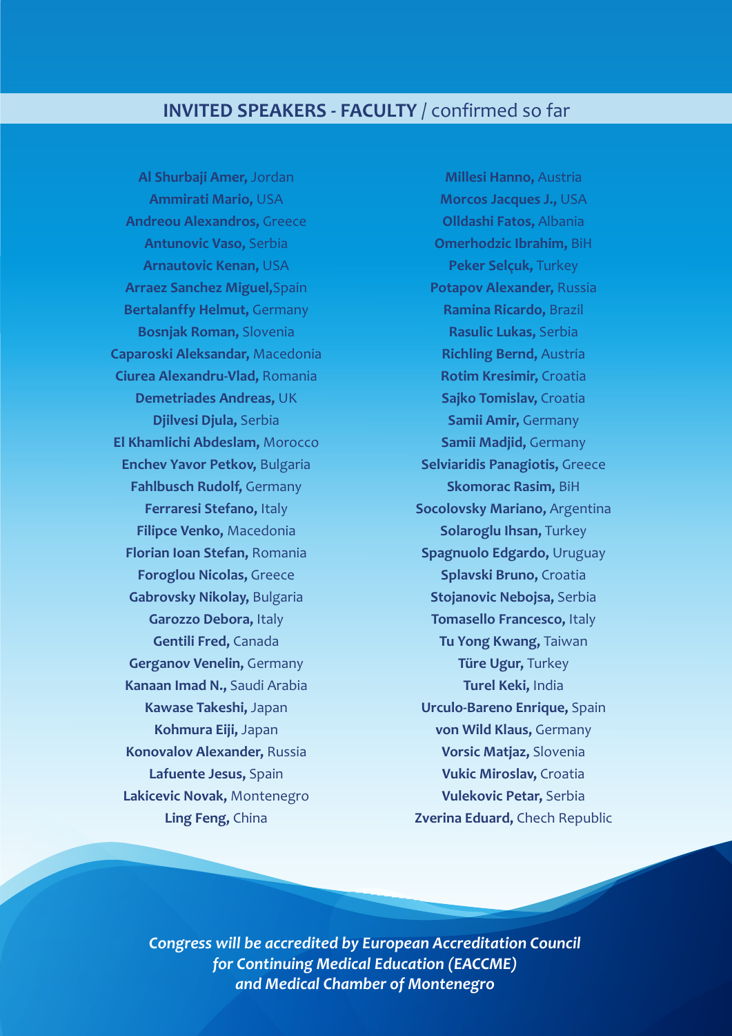## **INVITED SPEAKERS - FACULTY** / confirmed so far

**Al Shurbaji Amer,** Jordan
**Ammirati Mario,** USA
**Andreou Alexandros,** Greece
**Antunovic Vaso,** Serbia
**Arnautovic Kenan,** USA
**Arraez Sanchez Miguel,**Spain
**Bertalanffy Helmut,** Germany
**Bosnjak Roman,** Slovenia
**Caparoski Aleksandar,** Macedonia
**Ciurea Alexandru-Vlad,** Romania
**Demetriades Andreas,** UK
**Djilvesi Djula,** Serbia
**El Khamlichi Abdeslam,** Morocco
**Enchev Yavor Petkov,** Bulgaria
**Fahlbusch Rudolf,** Germany
**Ferraresi Stefano,** Italy
**Filipce Venko,** Macedonia
**Florian Ioan Stefan,** Romania
**Foroglou Nicolas,** Greece
**Gabrovsky Nikolay,** Bulgaria
**Garozzo Debora,** Italy
**Gentili Fred,** Canada
**Gerganov Venelin,** Germany
**Kanaan Imad N.,** Saudi Arabia
**Kawase Takeshi,** Japan
**Kohmura Eiji,** Japan
**Konovalov Alexander,** Russia
**Lafuente Jesus,** Spain
**Lakicevic Novak,** Montenegro
**Ling Feng,** China
**Millesi Hanno,** Austria
**Morcos Jacques J.,** USA
**Olldashi Fatos,** Albania
**Omerhodzic Ibrahim,** BiH
**Peker Selçuk,** Turkey
**Potapov Alexander,** Russia
**Ramina Ricardo,** Brazil
**Rasulic Lukas,** Serbia
**Richling Bernd,** Austria
**Rotim Kresimir,** Croatia
**Sajko Tomislav,** Croatia
**Samii Amir,** Germany
**Samii Madjid,** Germany
**Selviaridis Panagiotis,** Greece
**Skomorac Rasim,** BiH
**Socolovsky Mariano,** Argentina
**Solaroglu Ihsan,** Turkey
**Spagnuolo Edgardo,** Uruguay
**Splavski Bruno,** Croatia
**Stojanovic Nebojsa,** Serbia
**Tomasello Francesco,** Italy
**Tu Yong Kwang,** Taiwan
**Türe Ugur,** Turkey
**Turel Keki,** India
**Urculo-Bareno Enrique,** Spain
**von Wild Klaus,** Germany
**Vorsic Matjaz,** Slovenia
**Vukic Miroslav,** Croatia
**Vulekovic Petar,** Serbia
**Zverina Eduard,** Chech Republic

***Congress will be accredited by European Accreditation Council for Continuing Medical Education (EACCME) and Medical Chamber of Montenegro***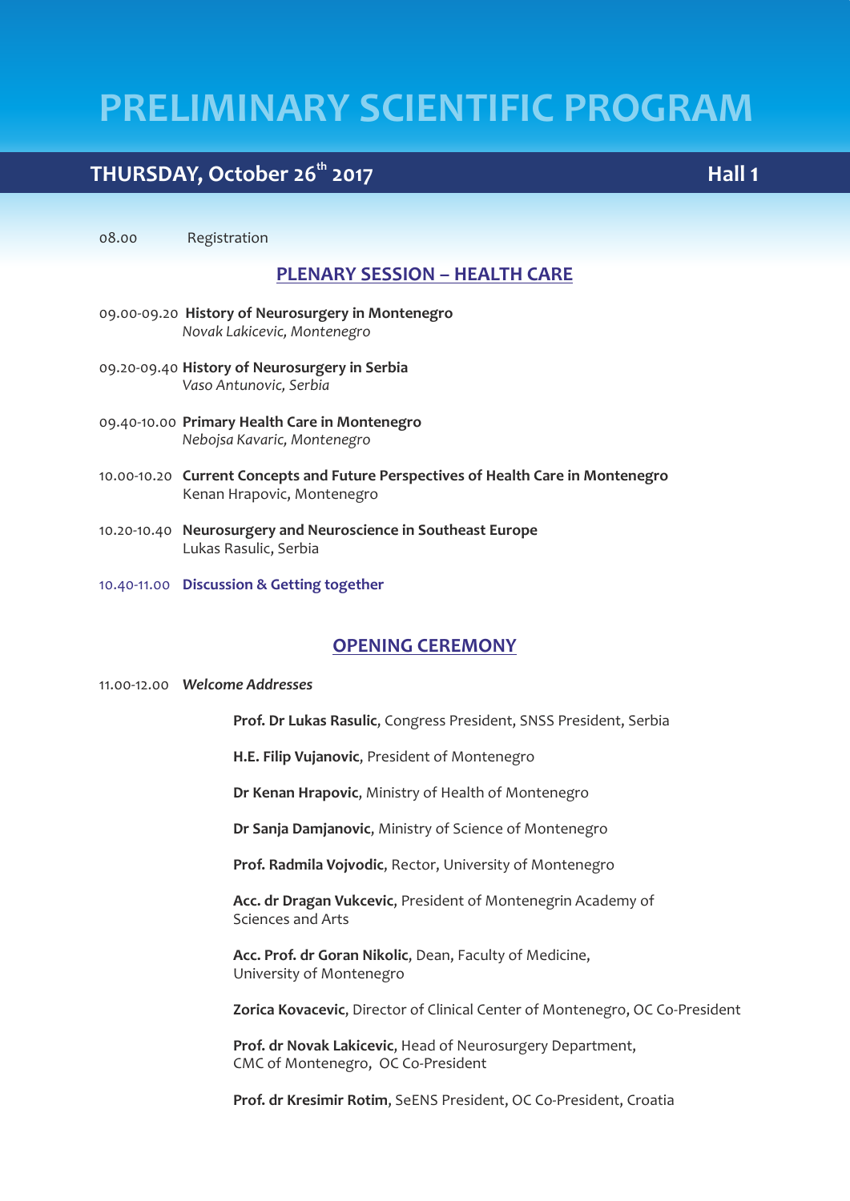# PRELIMINARY SCIENTIFIC PROGRAM

## THURSDAY, October 26th 2017 — Hall 1

08.00 Registration

### PLENARY SESSION – HEALTH CARE

09.00-09.20 **History of Neurosurgery in Montenegro**
*Novak Lakicevic, Montenegro*

09.20-09.40 **History of Neurosurgery in Serbia**
*Vaso Antunovic, Serbia*

09.40-10.00 **Primary Health Care in Montenegro**
*Nebojsa Kavaric, Montenegro*

10.00-10.20 **Current Concepts and Future Perspectives of Health Care in Montenegro**
Kenan Hrapovic, Montenegro

10.20-10.40 **Neurosurgery and Neuroscience in Southeast Europe**
Lukas Rasulic, Serbia

10.40-11.00 **Discussion & Getting together**

### OPENING CEREMONY

11.00-12.00 ***Welcome Addresses***

**Prof. Dr Lukas Rasulic**, Congress President, SNSS President, Serbia

**H.E. Filip Vujanovic**, President of Montenegro

**Dr Kenan Hrapovic**, Ministry of Health of Montenegro

**Dr Sanja Damjanovic**, Ministry of Science of Montenegro

**Prof. Radmila Vojvodic**, Rector, University of Montenegro

**Acc. dr Dragan Vukcevic**, President of Montenegrin Academy of Sciences and Arts

**Acc. Prof. dr Goran Nikolic**, Dean, Faculty of Medicine, University of Montenegro

**Zorica Kovacevic**, Director of Clinical Center of Montenegro, OC Co-President

**Prof. dr Novak Lakicevic**, Head of Neurosurgery Department, CMC of Montenegro, OC Co-President

**Prof. dr Kresimir Rotim**, SeENS President, OC Co-President, Croatia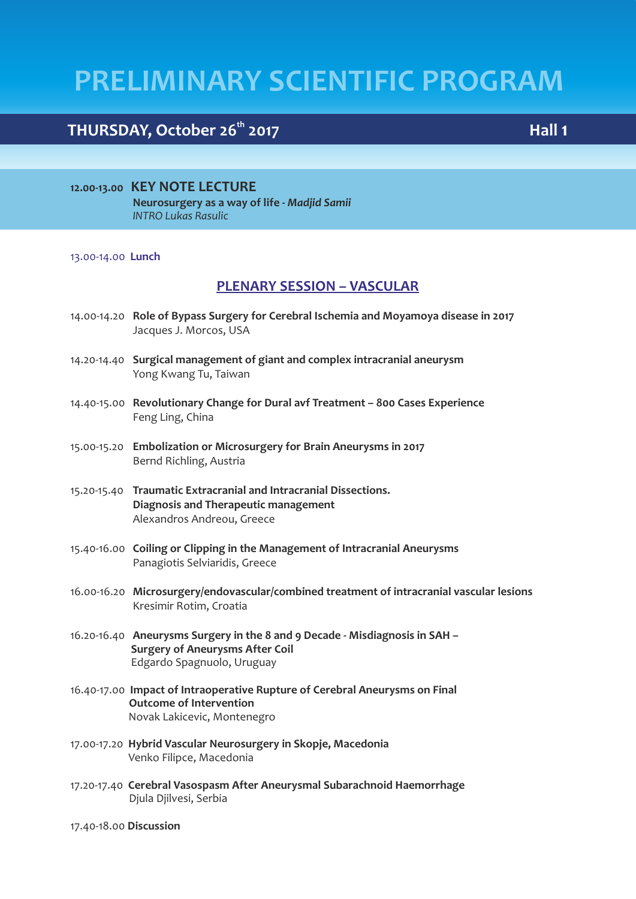# PRELIMINARY SCIENTIFIC PROGRAM

## THURSDAY, October 26th 2017 — Hall 1

**12.00-13.00** **KEY NOTE LECTURE**
**Neurosurgery as a way of life** - ***Madjid Samii***
*INTRO Lukas Rasulic*

13.00-14.00 **Lunch**

### PLENARY SESSION – VASCULAR

14.00-14.20 **Role of Bypass Surgery for Cerebral Ischemia and Moyamoya disease in 2017**
Jacques J. Morcos, USA

14.20-14.40 **Surgical management of giant and complex intracranial aneurysm**
Yong Kwang Tu, Taiwan

14.40-15.00 **Revolutionary Change for Dural avf Treatment – 800 Cases Experience**
Feng Ling, China

15.00-15.20 **Embolization or Microsurgery for Brain Aneurysms in 2017**
Bernd Richling, Austria

15.20-15.40 **Traumatic Extracranial and Intracranial Dissections. Diagnosis and Therapeutic management**
Alexandros Andreou, Greece

15.40-16.00 **Coiling or Clipping in the Management of Intracranial Aneurysms**
Panagiotis Selviaridis, Greece

16.00-16.20 **Microsurgery/endovascular/combined treatment of intracranial vascular lesions**
Kresimir Rotim, Croatia

16.20-16.40 **Aneurysms Surgery in the 8 and 9 Decade - Misdiagnosis in SAH – Surgery of Aneurysms After Coil**
Edgardo Spagnuolo, Uruguay

16.40-17.00 **Impact of Intraoperative Rupture of Cerebral Aneurysms on Final Outcome of Intervention**
Novak Lakicevic, Montenegro

17.00-17.20 **Hybrid Vascular Neurosurgery in Skopje, Macedonia**
Venko Filipce, Macedonia

17.20-17.40 **Cerebral Vasospasm After Aneurysmal Subarachnoid Haemorrhage**
Djula Djilvesi, Serbia

17.40-18.00 **Discussion**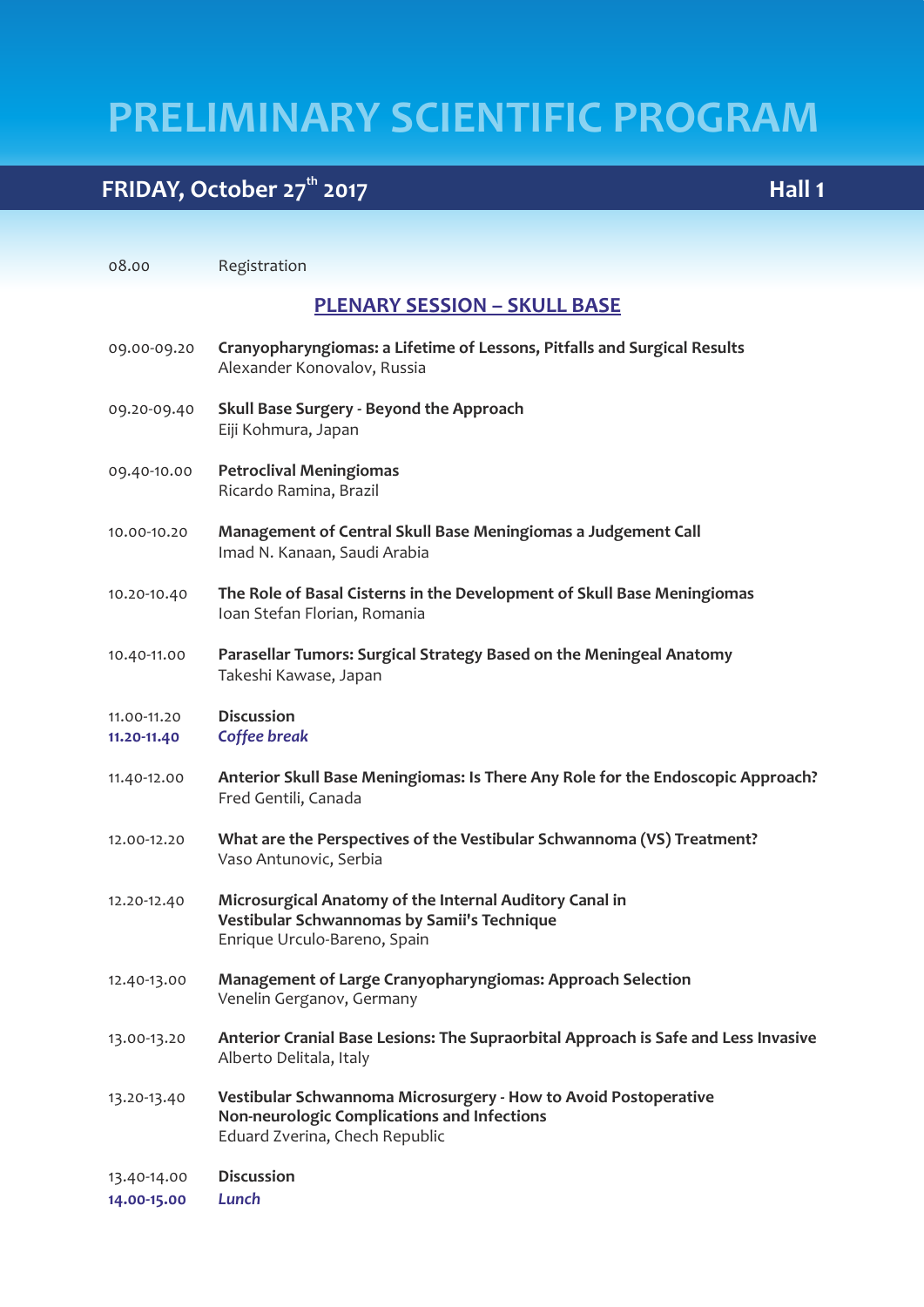# PRELIMINARY SCIENTIFIC PROGRAM

## FRIDAY, October 27th 2017 — Hall 1

08.00 Registration

### PLENARY SESSION – SKULL BASE

09.00-09.20 **Cranyopharyngiomas: a Lifetime of Lessons, Pitfalls and Surgical Results**
Alexander Konovalov, Russia

09.20-09.40 **Skull Base Surgery - Beyond the Approach**
Eiji Kohmura, Japan

09.40-10.00 **Petroclival Meningiomas**
Ricardo Ramina, Brazil

10.00-10.20 **Management of Central Skull Base Meningiomas a Judgement Call**
Imad N. Kanaan, Saudi Arabia

10.20-10.40 **The Role of Basal Cisterns in the Development of Skull Base Meningiomas**
Ioan Stefan Florian, Romania

10.40-11.00 **Parasellar Tumors: Surgical Strategy Based on the Meningeal Anatomy**
Takeshi Kawase, Japan

11.00-11.20 **Discussion**
**11.20-11.40** ***Coffee break***

11.40-12.00 **Anterior Skull Base Meningiomas: Is There Any Role for the Endoscopic Approach?**
Fred Gentili, Canada

12.00-12.20 **What are the Perspectives of the Vestibular Schwannoma (VS) Treatment?**
Vaso Antunovic, Serbia

12.20-12.40 **Microsurgical Anatomy of the Internal Auditory Canal in Vestibular Schwannomas by Samii's Technique**
Enrique Urculo-Bareno, Spain

12.40-13.00 **Management of Large Cranyopharyngiomas: Approach Selection**
Venelin Gerganov, Germany

13.00-13.20 **Anterior Cranial Base Lesions: The Supraorbital Approach is Safe and Less Invasive**
Alberto Delitala, Italy

13.20-13.40 **Vestibular Schwannoma Microsurgery - How to Avoid Postoperative Non-neurologic Complications and Infections**
Eduard Zverina, Chech Republic

13.40-14.00 **Discussion**
**14.00-15.00** ***Lunch***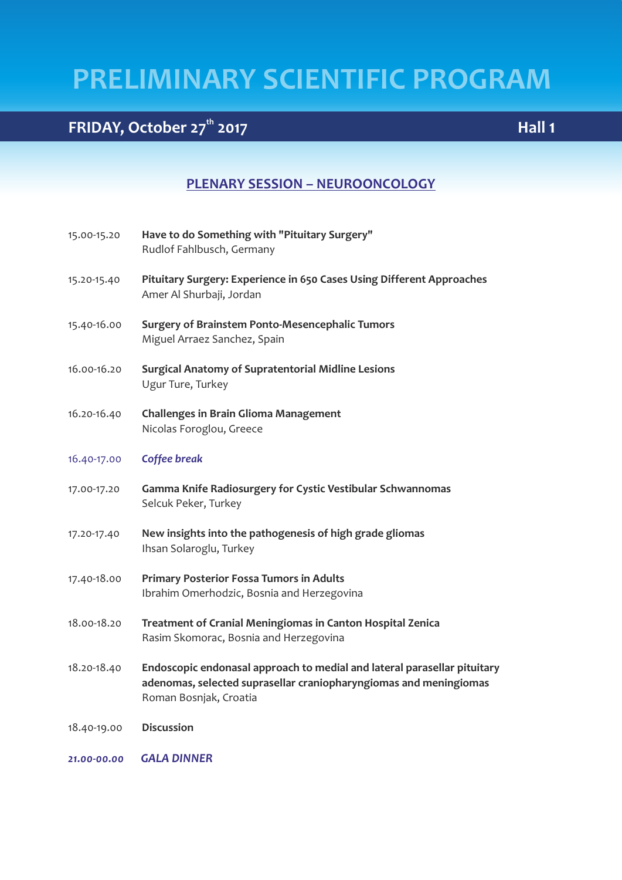# PRELIMINARY SCIENTIFIC PROGRAM

## FRIDAY, October 27th 2017 — Hall 1

### PLENARY SESSION – NEUROONCOLOGY

15.00-15.20 **Have to do Something with "Pituitary Surgery"**
Rudlof Fahlbusch, Germany

15.20-15.40 **Pituitary Surgery: Experience in 650 Cases Using Different Approaches**
Amer Al Shurbaji, Jordan

15.40-16.00 **Surgery of Brainstem Ponto-Mesencephalic Tumors**
Miguel Arraez Sanchez, Spain

16.00-16.20 **Surgical Anatomy of Supratentorial Midline Lesions**
Ugur Ture, Turkey

16.20-16.40 **Challenges in Brain Glioma Management**
Nicolas Foroglou, Greece

16.40-17.00 ***Coffee break***

17.00-17.20 **Gamma Knife Radiosurgery for Cystic Vestibular Schwannomas**
Selcuk Peker, Turkey

17.20-17.40 **New insights into the pathogenesis of high grade gliomas**
Ihsan Solaroglu, Turkey

17.40-18.00 **Primary Posterior Fossa Tumors in Adults**
Ibrahim Omerhodzic, Bosnia and Herzegovina

18.00-18.20 **Treatment of Cranial Meningiomas in Canton Hospital Zenica**
Rasim Skomorac, Bosnia and Herzegovina

18.20-18.40 **Endoscopic endonasal approach to medial and lateral parasellar pituitary adenomas, selected suprasellar craniopharyngiomas and meningiomas**
Roman Bosnjak, Croatia

18.40-19.00 **Discussion**

***21.00-00.00*** ***GALA DINNER***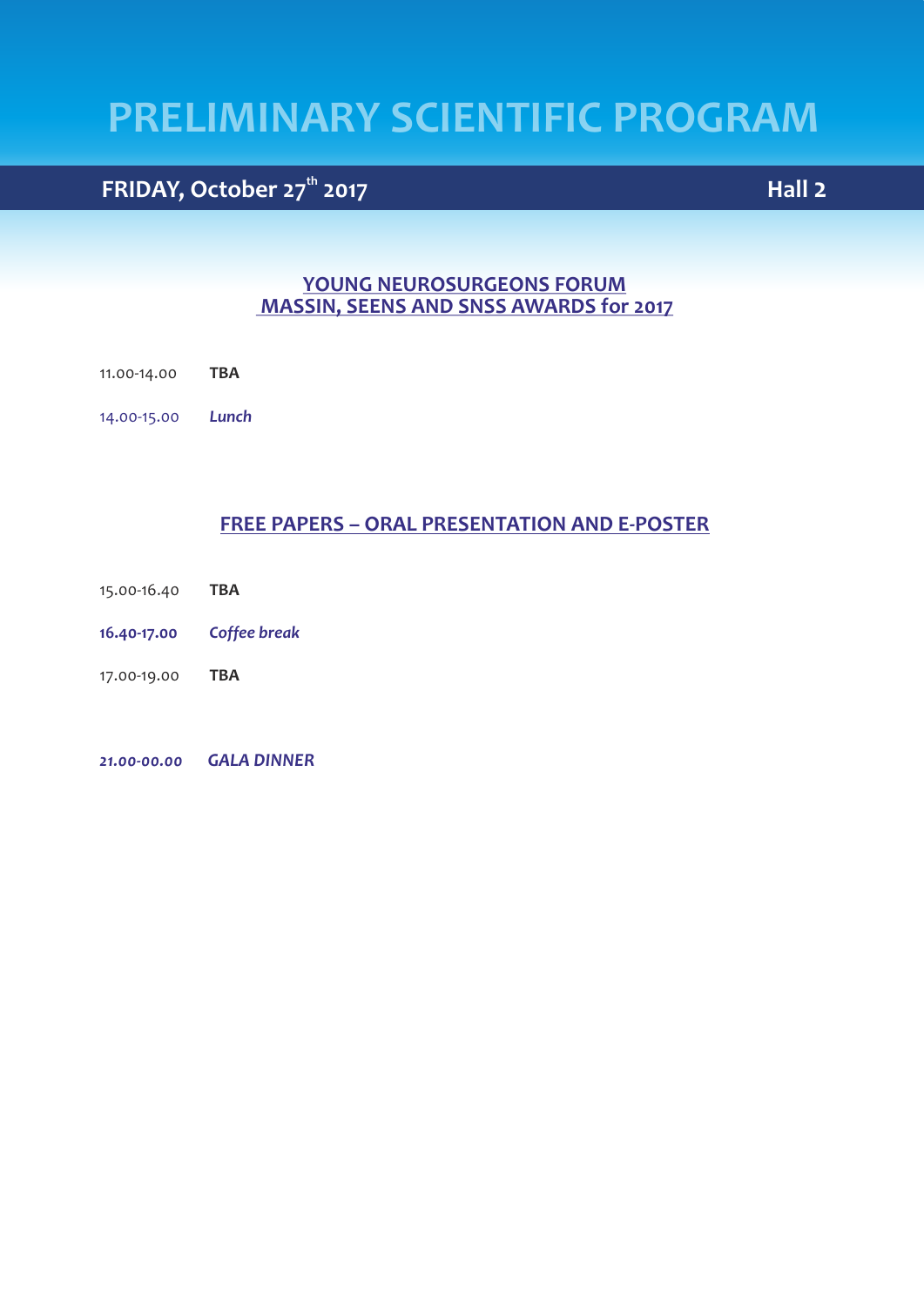# PRELIMINARY SCIENTIFIC PROGRAM

## FRIDAY, October 27th 2017 — Hall 2

### YOUNG NEUROSURGEONS FORUM
### MASSIN, SEENS AND SNSS AWARDS for 2017

11.00-14.00 **TBA**

14.00-15.00 ***Lunch***

### FREE PAPERS – ORAL PRESENTATION AND E-POSTER

15.00-16.40 **TBA**

**16.40-17.00** ***Coffee break***

17.00-19.00 **TBA**

***21.00-00.00*** ***GALA DINNER***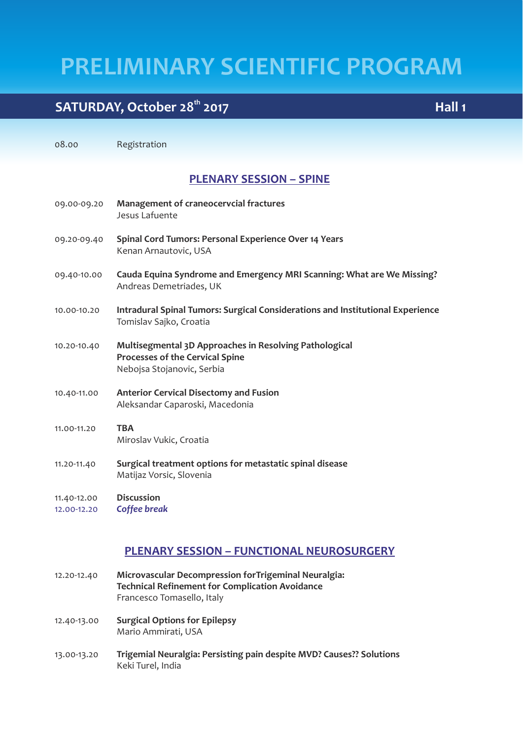# PRELIMINARY SCIENTIFIC PROGRAM

## SATURDAY, October 28th 2017 — Hall 1

08.00 Registration

### PLENARY SESSION – SPINE

09.00-09.20 **Management of craneocervcial fractures**
Jesus Lafuente

09.20-09.40 **Spinal Cord Tumors: Personal Experience Over 14 Years**
Kenan Arnautovic, USA

09.40-10.00 **Cauda Equina Syndrome and Emergency MRI Scanning: What are We Missing?**
Andreas Demetriades, UK

10.00-10.20 **Intradural Spinal Tumors: Surgical Considerations and Institutional Experience**
Tomislav Sajko, Croatia

10.20-10.40 **Multisegmental 3D Approaches in Resolving Pathological Processes of the Cervical Spine**
Nebojsa Stojanovic, Serbia

10.40-11.00 **Anterior Cervical Disectomy and Fusion**
Aleksandar Caparoski, Macedonia

11.00-11.20 **TBA**
Miroslav Vukic, Croatia

11.20-11.40 **Surgical treatment options for metastatic spinal disease**
Matijaz Vorsic, Slovenia

11.40-12.00 **Discussion**
12.00-12.20 ***Coffee break***

### PLENARY SESSION – FUNCTIONAL NEUROSURGERY

12.20-12.40 **Microvascular Decompression forTrigeminal Neuralgia: Technical Refinement for Complication Avoidance**
Francesco Tomasello, Italy

12.40-13.00 **Surgical Options for Epilepsy**
Mario Ammirati, USA

13.00-13.20 **Trigemial Neuralgia: Persisting pain despite MVD? Causes?? Solutions**
Keki Turel, India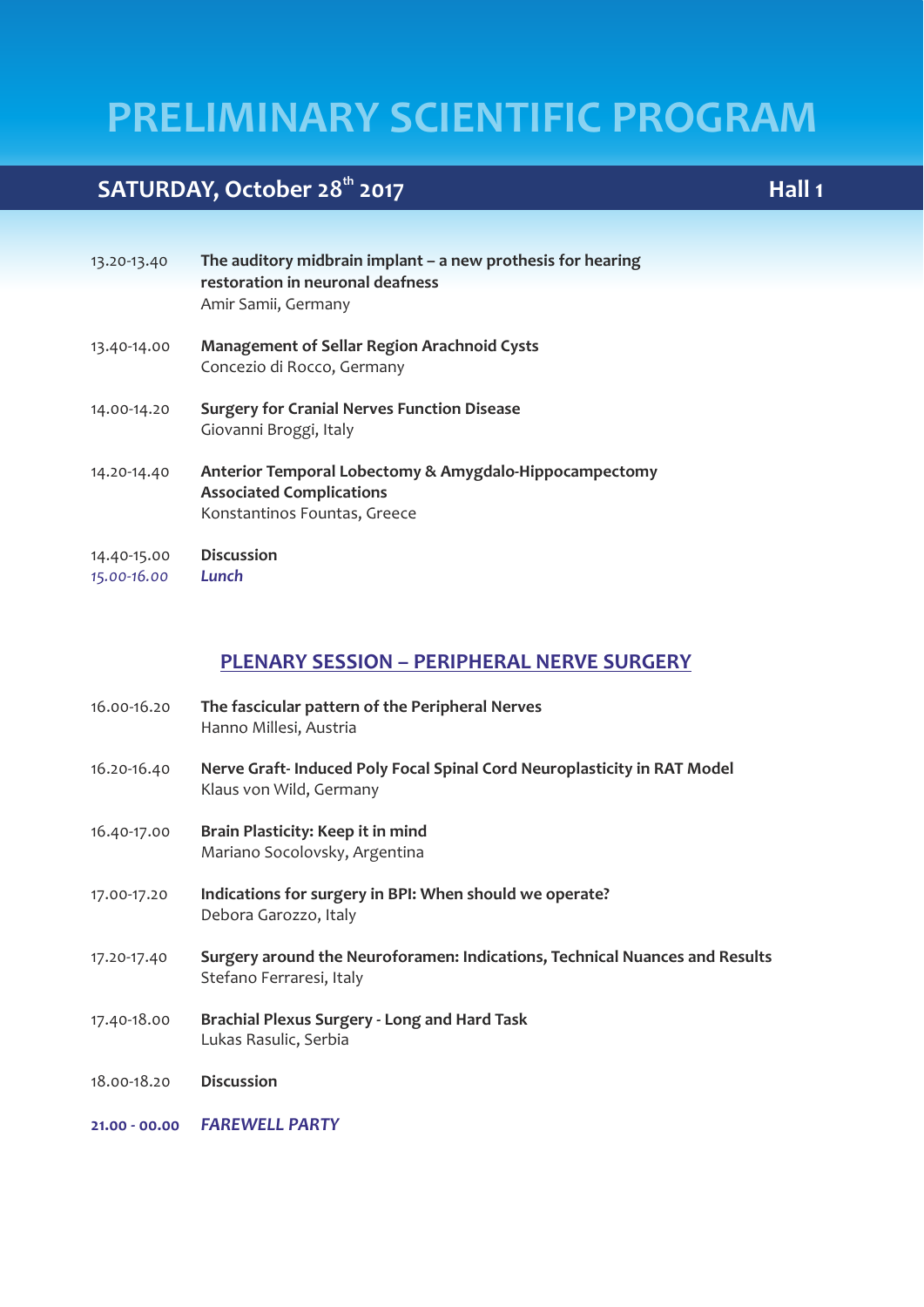# PRELIMINARY SCIENTIFIC PROGRAM

## SATURDAY, October 28th 2017 — Hall 1

13.20-13.40 **The auditory midbrain implant – a new prothesis for hearing restoration in neuronal deafness**
Amir Samii, Germany

13.40-14.00 **Management of Sellar Region Arachnoid Cysts**
Concezio di Rocco, Germany

14.00-14.20 **Surgery for Cranial Nerves Function Disease**
Giovanni Broggi, Italy

14.20-14.40 **Anterior Temporal Lobectomy & Amygdalo-Hippocampectomy Associated Complications**
Konstantinos Fountas, Greece

14.40-15.00 **Discussion**

*15.00-16.00* ***Lunch***

### PLENARY SESSION – PERIPHERAL NERVE SURGERY

16.00-16.20 **The fascicular pattern of the Peripheral Nerves**
Hanno Millesi, Austria

16.20-16.40 **Nerve Graft- Induced Poly Focal Spinal Cord Neuroplasticity in RAT Model**
Klaus von Wild, Germany

16.40-17.00 **Brain Plasticity: Keep it in mind**
Mariano Socolovsky, Argentina

17.00-17.20 **Indications for surgery in BPI: When should we operate?**
Debora Garozzo, Italy

17.20-17.40 **Surgery around the Neuroforamen: Indications, Technical Nuances and Results**
Stefano Ferraresi, Italy

17.40-18.00 **Brachial Plexus Surgery - Long and Hard Task**
Lukas Rasulic, Serbia

18.00-18.20 **Discussion**

**21.00 - 00.00** ***FAREWELL PARTY***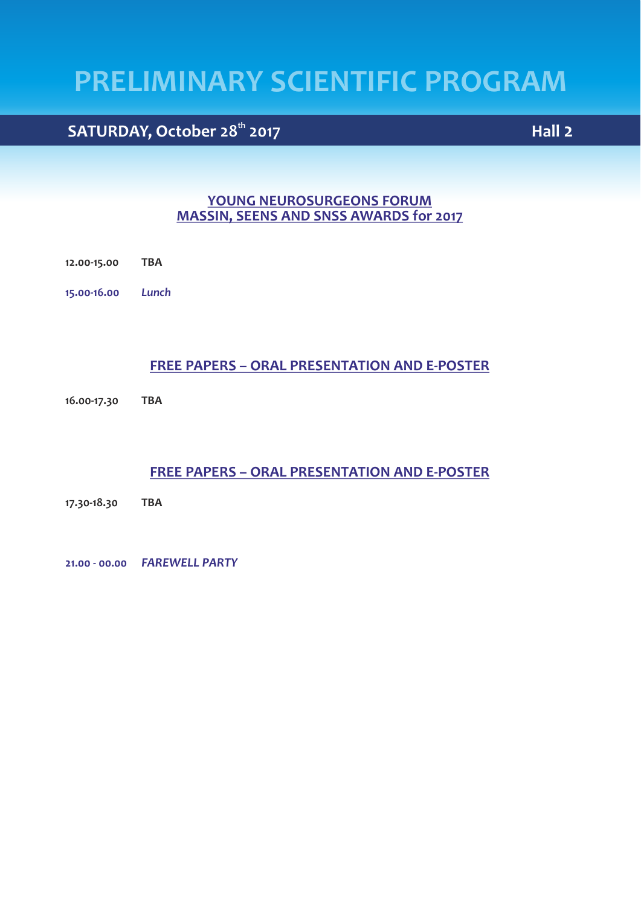# PRELIMINARY SCIENTIFIC PROGRAM

## SATURDAY, October 28th 2017 — Hall 2

### YOUNG NEUROSURGEONS FORUM
### MASSIN, SEENS AND SNSS AWARDS for 2017

**12.00-15.00** **TBA**

**15.00-16.00** ***Lunch***

### FREE PAPERS – ORAL PRESENTATION AND E-POSTER

**16.00-17.30** **TBA**

### FREE PAPERS – ORAL PRESENTATION AND E-POSTER

**17.30-18.30** **TBA**

**21.00 - 00.00** ***FAREWELL PARTY***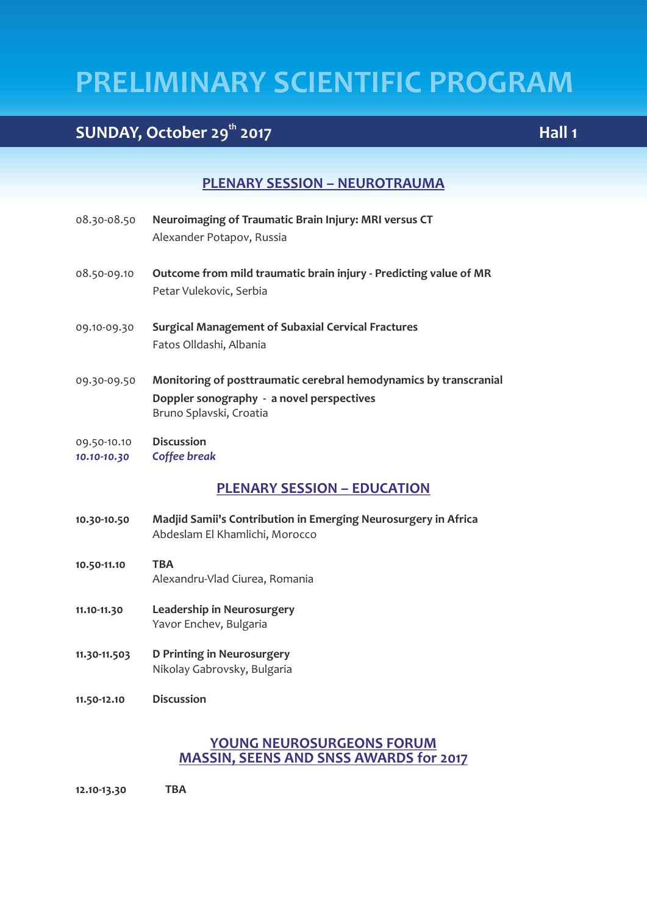# PRELIMINARY SCIENTIFIC PROGRAM

## SUNDAY, October 29th 2017 — Hall 1

### PLENARY SESSION – NEUROTRAUMA

08.30-08.50 **Neuroimaging of Traumatic Brain Injury: MRI versus CT**
Alexander Potapov, Russia

08.50-09.10 **Outcome from mild traumatic brain injury - Predicting value of MR**
Petar Vulekovic, Serbia

09.10-09.30 **Surgical Management of Subaxial Cervical Fractures**
Fatos Olldashi, Albania

09.30-09.50 **Monitoring of posttraumatic cerebral hemodynamics by transcranial Doppler sonography - a novel perspectives**
Bruno Splavski, Croatia

09.50-10.10 **Discussion**

***10.10-10.30 Coffee break***

### PLENARY SESSION – EDUCATION

**10.30-10.50** **Madjid Samii's Contribution in Emerging Neurosurgery in Africa**
Abdeslam El Khamlichi, Morocco

**10.50-11.10** **TBA**
Alexandru-Vlad Ciurea, Romania

**11.10-11.30** **Leadership in Neurosurgery**
Yavor Enchev, Bulgaria

**11.30-11.503** **D Printing in Neurosurgery**
Nikolay Gabrovsky, Bulgaria

**11.50-12.10** **Discussion**

### YOUNG NEUROSURGEONS FORUM
### MASSIN, SEENS AND SNSS AWARDS for 2017

**12.10-13.30** **TBA**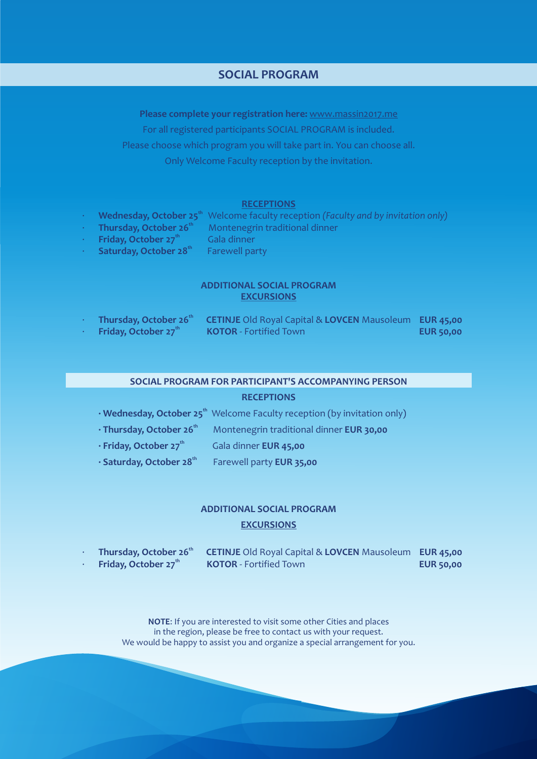## SOCIAL PROGRAM

**Please complete your registration here:** www.massin2017.me

For all registered participants SOCIAL PROGRAM is included.

Please choose which program you will take part in. You can choose all.

Only Welcome Faculty reception by the invitation.

### RECEPTIONS

- **Wednesday, October 25th** Welcome faculty reception *(Faculty and by invitation only)*
- **Thursday, October 26th** Montenegrin traditional dinner
- **Friday, October 27th** Gala dinner
- **Saturday, October 28th** Farewell party

### ADDITIONAL SOCIAL PROGRAM

### EXCURSIONS

- **Thursday, October 26th** **CETINJE** Old Royal Capital & **LOVCEN** Mausoleum **EUR 45,00**
- **Friday, October 27th** **KOTOR** - Fortified Town **EUR 50,00**

## SOCIAL PROGRAM FOR PARTICIPANT'S ACCOMPANYING PERSON

### RECEPTIONS

- **Wednesday, October 25th** Welcome Faculty reception (by invitation only)
- **Thursday, October 26th** Montenegrin traditional dinner **EUR 30,00**
- **Friday, October 27th** Gala dinner **EUR 45,00**
- **Saturday, October 28th** Farewell party **EUR 35,00**

### ADDITIONAL SOCIAL PROGRAM

### EXCURSIONS

- **Thursday, October 26th** **CETINJE** Old Royal Capital & **LOVCEN** Mausoleum **EUR 45,00**
- **Friday, October 27th** **KOTOR** - Fortified Town **EUR 50,00**

**NOTE**: If you are interested to visit some other Cities and places in the region, please be free to contact us with your request. We would be happy to assist you and organize a special arrangement for you.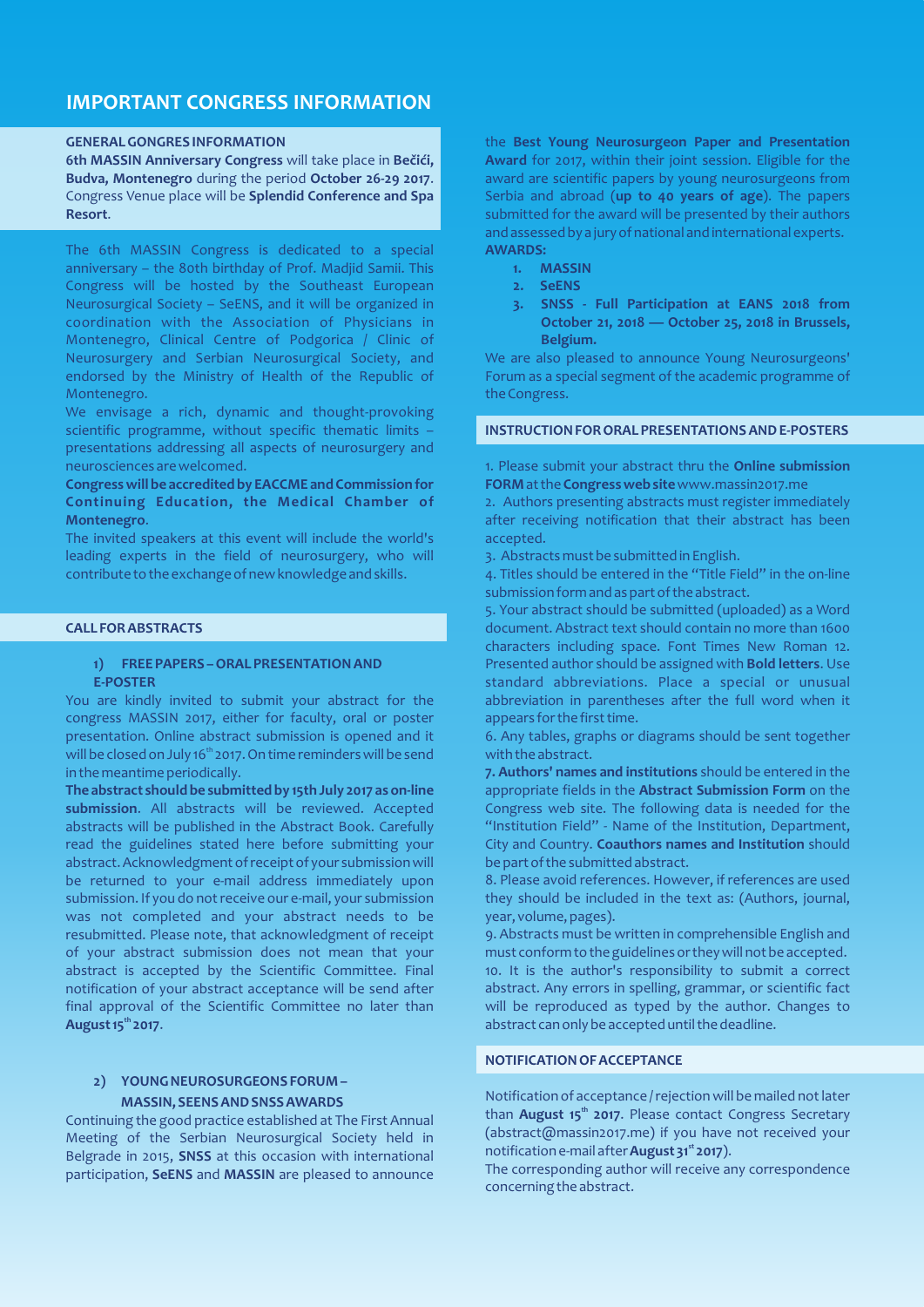# IMPORTANT CONGRESS INFORMATION

## GENERAL GONGRES INFORMATION

**6th MASSIN Anniversary Congress** will take place in **Bečići, Budva, Montenegro** during the period **October 26-29 2017**. Congress Venue place will be **Splendid Conference and Spa Resort**.

The 6th MASSIN Congress is dedicated to a special anniversary – the 80th birthday of Prof. Madjid Samii. This Congress will be hosted by the Southeast European Neurosurgical Society – SeENS, and it will be organized in coordination with the Association of Physicians in Montenegro, Clinical Centre of Podgorica / Clinic of Neurosurgery and Serbian Neurosurgical Society, and endorsed by the Ministry of Health of the Republic of Montenegro.

We envisage a rich, dynamic and thought-provoking scientific programme, without specific thematic limits – presentations addressing all aspects of neurosurgery and neurosciences are welcomed.

**Congress will be accredited by EACCME and Commission for Continuing Education, the Medical Chamber of Montenegro**.

The invited speakers at this event will include the world's leading experts in the field of neurosurgery, who will contribute to the exchange of new knowledge and skills.

## CALL FOR ABSTRACTS

### 1) FREE PAPERS – ORAL PRESENTATION AND E-POSTER

You are kindly invited to submit your abstract for the congress MASSIN 2017, either for faculty, oral or poster presentation. Online abstract submission is opened and it will be closed on July 16th 2017. On time reminders will be send in the meantime periodically.

**The abstract should be submitted by 15th July 2017 as on-line submission**. All abstracts will be reviewed. Accepted abstracts will be published in the Abstract Book. Carefully read the guidelines stated here before submitting your abstract. Acknowledgment of receipt of your submission will be returned to your e-mail address immediately upon submission. If you do not receive our e-mail, your submission was not completed and your abstract needs to be resubmitted. Please note, that acknowledgment of receipt of your abstract submission does not mean that your abstract is accepted by the Scientific Committee. Final notification of your abstract acceptance will be send after final approval of the Scientific Committee no later than **August 15th 2017**.

### 2) YOUNG NEUROSURGEONS FORUM – MASSIN, SEENS AND SNSS AWARDS

Continuing the good practice established at The First Annual Meeting of the Serbian Neurosurgical Society held in Belgrade in 2015, **SNSS** at this occasion with international participation, **SeENS** and **MASSIN** are pleased to announce the **Best Young Neurosurgeon Paper and Presentation Award** for 2017, within their joint session. Eligible for the award are scientific papers by young neurosurgeons from Serbia and abroad (**up to 40 years of age**). The papers submitted for the award will be presented by their authors and assessed by a jury of national and international experts.

**AWARDS:**

1. **MASSIN**
2. **SeENS**
3. **SNSS - Full Participation at EANS 2018 from October 21, 2018 — October 25, 2018 in Brussels, Belgium.**

We are also pleased to announce Young Neurosurgeons' Forum as a special segment of the academic programme of the Congress.

## INSTRUCTION FOR ORAL PRESENTATIONS AND E-POSTERS

1. Please submit your abstract thru the **Online submission FORM** at the **Congress web site** www.massin2017.me
2. Authors presenting abstracts must register immediately after receiving notification that their abstract has been accepted.
3. Abstracts must be submitted in English.
4. Titles should be entered in the "Title Field" in the on-line submission form and as part of the abstract.
5. Your abstract should be submitted (uploaded) as a Word document. Abstract text should contain no more than 1600 characters including space. Font Times New Roman 12. Presented author should be assigned with **Bold letters**. Use standard abbreviations. Place a special or unusual abbreviation in parentheses after the full word when it appears for the first time.
6. Any tables, graphs or diagrams should be sent together with the abstract.
7. **Authors' names and institutions** should be entered in the appropriate fields in the **Abstract Submission Form** on the Congress web site. The following data is needed for the "Institution Field" - Name of the Institution, Department, City and Country. **Coauthors names and Institution** should be part of the submitted abstract.
8. Please avoid references. However, if references are used they should be included in the text as: (Authors, journal, year, volume, pages).
9. Abstracts must be written in comprehensible English and must conform to the guidelines or they will not be accepted.
10. It is the author's responsibility to submit a correct abstract. Any errors in spelling, grammar, or scientific fact will be reproduced as typed by the author. Changes to abstract can only be accepted until the deadline.

## NOTIFICATION OF ACCEPTANCE

Notification of acceptance / rejection will be mailed not later than **August 15th 2017**. Please contact Congress Secretary (abstract@massin2017.me) if you have not received your notification e-mail after **August 31st 2017**).

The corresponding author will receive any correspondence concerning the abstract.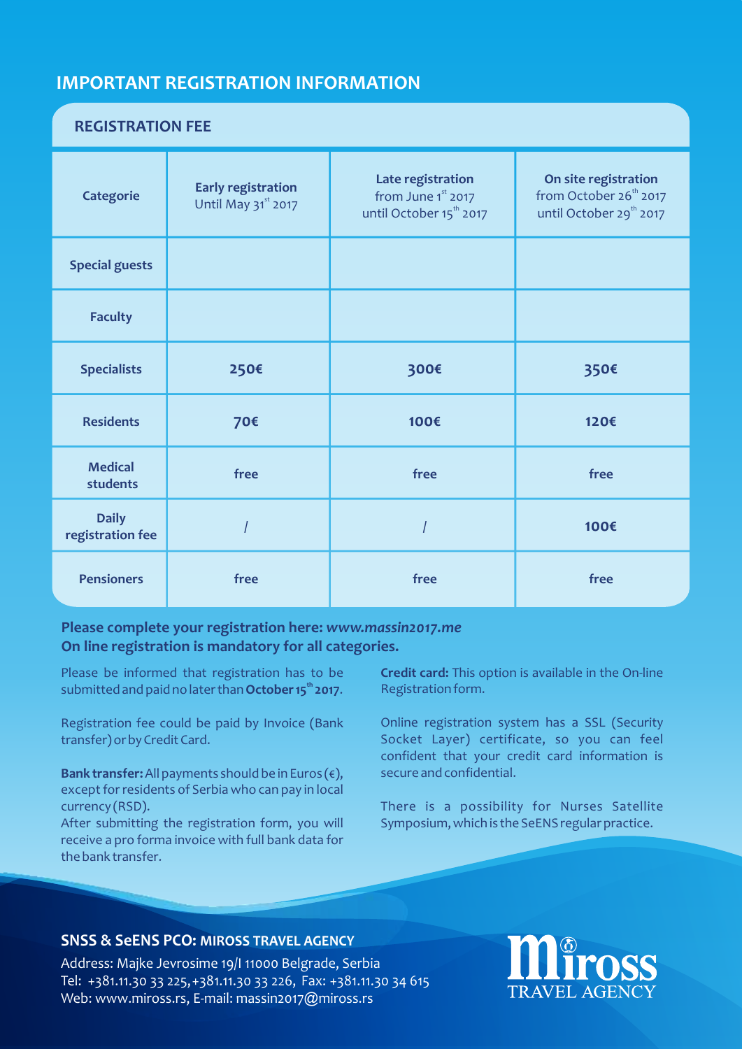## IMPORTANT REGISTRATION INFORMATION

### REGISTRATION FEE

| Categorie | Early registration Until May 31st 2017 | Late registration from June 1st 2017 until October 15th 2017 | On site registration from October 26th 2017 until October 29th 2017 |
|---|---|---|---|
| Special guests | | | |
| Faculty | | | |
| Specialists | 250€ | 300€ | 350€ |
| Residents | 70€ | 100€ | 120€ |
| Medical students | free | free | free |
| Daily registration fee | / | / | 100€ |
| Pensioners | free | free | free |

**Please complete your registration here: *www.massin2017.me***
**On line registration is mandatory for all categories.**

Please be informed that registration has to be submitted and paid no later than **October 15th 2017**.

Registration fee could be paid by Invoice (Bank transfer) or by Credit Card.

**Bank transfer:** All payments should be in Euros (€), except for residents of Serbia who can pay in local currency (RSD).
After submitting the registration form, you will receive a pro forma invoice with full bank data for the bank transfer.

**Credit card:** This option is available in the On-line Registration form.

Online registration system has a SSL (Security Socket Layer) certificate, so you can feel confident that your credit card information is secure and confidential.

There is a possibility for Nurses Satellite Symposium, which is the SeENS regular practice.

**SNSS & SeENS PCO: MIROSS TRAVEL AGENCY**

Address: Majke Jevrosime 19/I 11000 Belgrade, Serbia
Tel: +381.11.30 33 225, +381.11.30 33 226, Fax: +381.11.30 34 615
Web: www.miross.rs, E-mail: massin2017@miross.rs

Miross TRAVEL AGENCY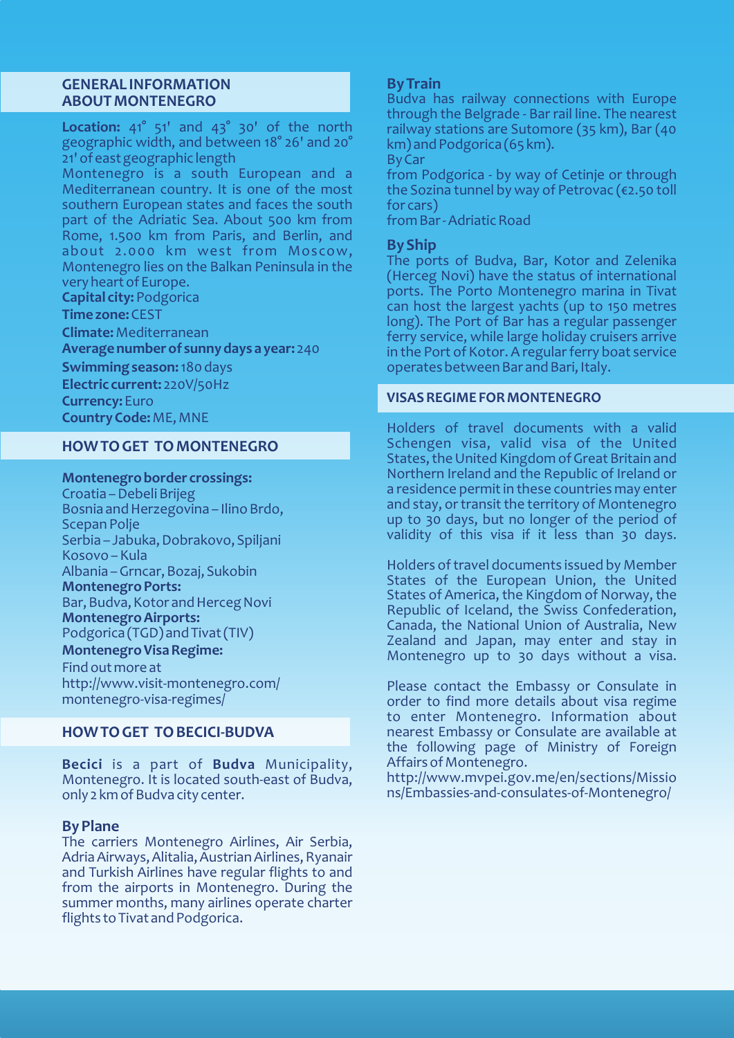## GENERAL INFORMATION ABOUT MONTENEGRO

**Location:** 41° 51' and 43° 30' of the north geographic width, and between 18° 26' and 20° 21' of east geographic length

Montenegro is a south European and a Mediterranean country. It is one of the most southern European states and faces the south part of the Adriatic Sea. About 500 km from Rome, 1.500 km from Paris, and Berlin, and about 2.000 km west from Moscow, Montenegro lies on the Balkan Peninsula in the very heart of Europe.

**Capital city:** Podgorica

**Time zone:** CEST

**Climate:** Mediterranean

**Average number of sunny days a year:** 240

**Swimming season:** 180 days

**Electric current:** 220V/50Hz

**Currency:** Euro

**Country Code:** ME, MNE

## HOW TO GET TO MONTENEGRO

**Montenegro border crossings:**
Croatia – Debeli Brijeg
Bosnia and Herzegovina – Ilino Brdo, Scepan Polje
Serbia – Jabuka, Dobrakovo, Spiljani
Kosovo – Kula
Albania – Grncar, Bozaj, Sukobin

**Montenegro Ports:**
Bar, Budva, Kotor and Herceg Novi

**Montenegro Airports:**
Podgorica (TGD) and Tivat (TIV)

**Montenegro Visa Regime:**
Find out more at
http://www.visit-montenegro.com/montenegro-visa-regimes/

## HOW TO GET TO BECICI-BUDVA

**Becici** is a part of **Budva** Municipality, Montenegro. It is located south-east of Budva, only 2 km of Budva city center.

### By Plane

The carriers Montenegro Airlines, Air Serbia, Adria Airways, Alitalia, Austrian Airlines, Ryanair and Turkish Airlines have regular flights to and from the airports in Montenegro. During the summer months, many airlines operate charter flights to Tivat and Podgorica.

### By Train

Budva has railway connections with Europe through the Belgrade - Bar rail line. The nearest railway stations are Sutomore (35 km), Bar (40 km) and Podgorica (65 km).

By Car

from Podgorica - by way of Cetinje or through the Sozina tunnel by way of Petrovac (€2.50 toll for cars)

from Bar - Adriatic Road

### By Ship

The ports of Budva, Bar, Kotor and Zelenika (Herceg Novi) have the status of international ports. The Porto Montenegro marina in Tivat can host the largest yachts (up to 150 metres long). The Port of Bar has a regular passenger ferry service, while large holiday cruisers arrive in the Port of Kotor. A regular ferry boat service operates between Bar and Bari, Italy.

## VISAS REGIME FOR MONTENEGRO

Holders of travel documents with a valid Schengen visa, valid visa of the United States, the United Kingdom of Great Britain and Northern Ireland and the Republic of Ireland or a residence permit in these countries may enter and stay, or transit the territory of Montenegro up to 30 days, but no longer of the period of validity of this visa if it less than 30 days.

Holders of travel documents issued by Member States of the European Union, the United States of America, the Kingdom of Norway, the Republic of Iceland, the Swiss Confederation, Canada, the National Union of Australia, New Zealand and Japan, may enter and stay in Montenegro up to 30 days without a visa.

Please contact the Embassy or Consulate in order to find more details about visa regime to enter Montenegro. Information about nearest Embassy or Consulate are available at the following page of Ministry of Foreign Affairs of Montenegro.
http://www.mvpei.gov.me/en/sections/Missions/Embassies-and-consulates-of-Montenegro/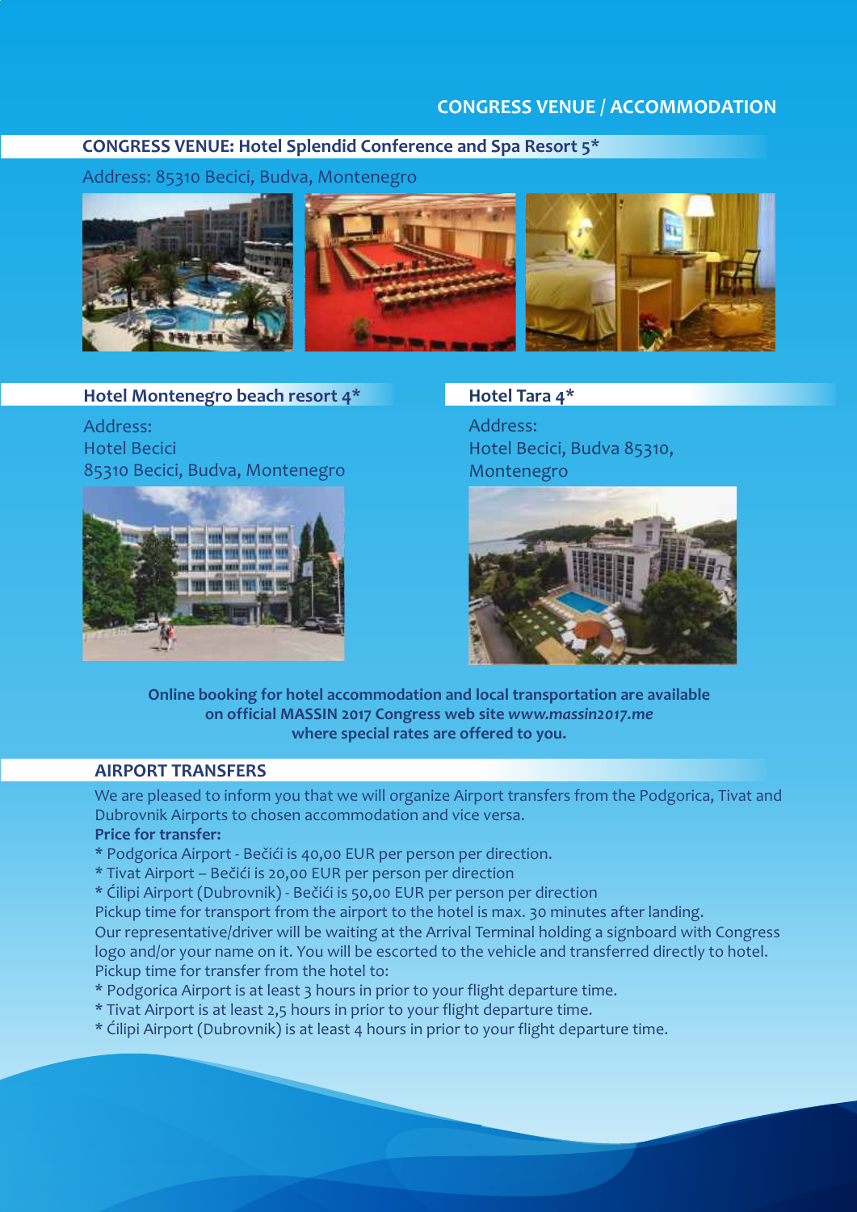# CONGRESS VENUE / ACCOMMODATION

## CONGRESS VENUE: Hotel Splendid Conference and Spa Resort 5*

Address: 85310 Becici, Budva, Montenegro

## Hotel Montenegro beach resort 4*

Address:
Hotel Becici
85310 Becici, Budva, Montenegro

## Hotel Tara 4*

Address:
Hotel Becici, Budva 85310,
Montenegro

**Online booking for hotel accommodation and local transportation are available on official MASSIN 2017 Congress web site *www.massin2017.me* where special rates are offered to you.**

## AIRPORT TRANSFERS

We are pleased to inform you that we will organize Airport transfers from the Podgorica, Tivat and Dubrovnik Airports to chosen accommodation and vice versa.

**Price for transfer:**

* Podgorica Airport - Bečići is 40,00 EUR per person per direction.
* Tivat Airport – Bečići is 20,00 EUR per person per direction
* Ćilipi Airport (Dubrovnik) - Bečići is 50,00 EUR per person per direction

Pickup time for transport from the airport to the hotel is max. 30 minutes after landing.

Our representative/driver will be waiting at the Arrival Terminal holding a signboard with Congress logo and/or your name on it. You will be escorted to the vehicle and transferred directly to hotel.

Pickup time for transfer from the hotel to:

* Podgorica Airport is at least 3 hours in prior to your flight departure time.
* Tivat Airport is at least 2,5 hours in prior to your flight departure time.
* Ćilipi Airport (Dubrovnik) is at least 4 hours in prior to your flight departure time.